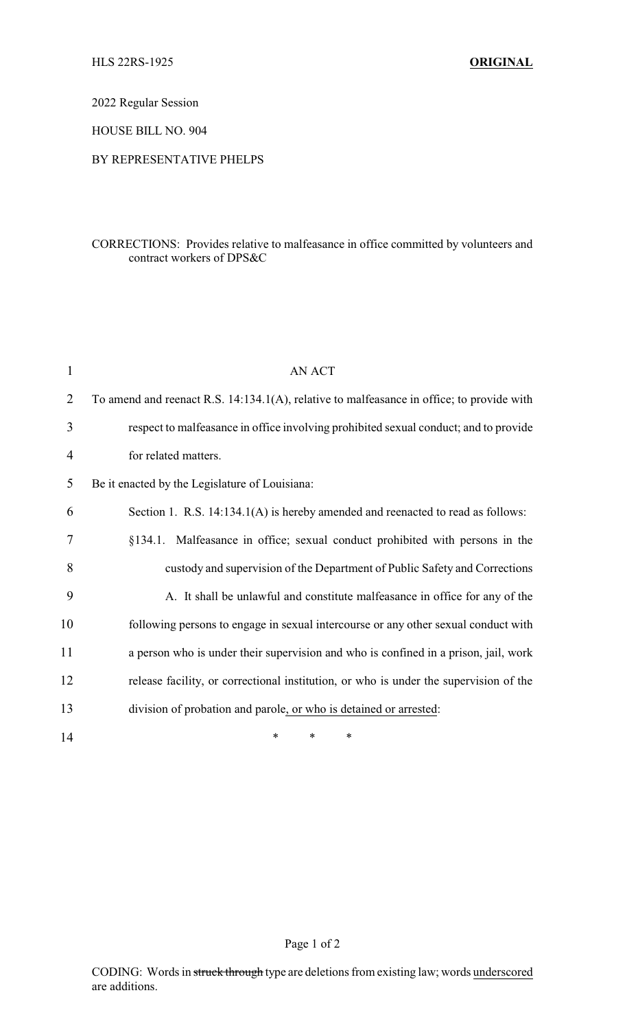HLS 22RS-1925 **ORIGINAL**

2022 Regular Session

HOUSE BILL NO. 904

BY REPRESENTATIVE PHELPS

CORRECTIONS: Provides relative to malfeasance in office committed by volunteers and contract workers of DPS&C

AN ACT

To amend and reenact R.S. 14:134.1(A), relative to malfeasance in office; to provide with respect to malfeasance in office involving prohibited sexual conduct; and to provide for related matters.

Be it enacted by the Legislature of Louisiana:

Section 1. R.S. 14:134.1(A) is hereby amended and reenacted to read as follows:

§134.1. Malfeasance in office; sexual conduct prohibited with persons in the custody and supervision of the Department of Public Safety and Corrections

A. It shall be unlawful and constitute malfeasance in office for any of the following persons to engage in sexual intercourse or any other sexual conduct with a person who is under their supervision and who is confined in a prison, jail, work release facility, or correctional institution, or who is under the supervision of the division of probation and parole<u>, or who is detained or arrested</u>:

\* \* \*

CODING: Words in ~~struck through~~ type are deletions from existing law; words <u>underscored</u> are additions.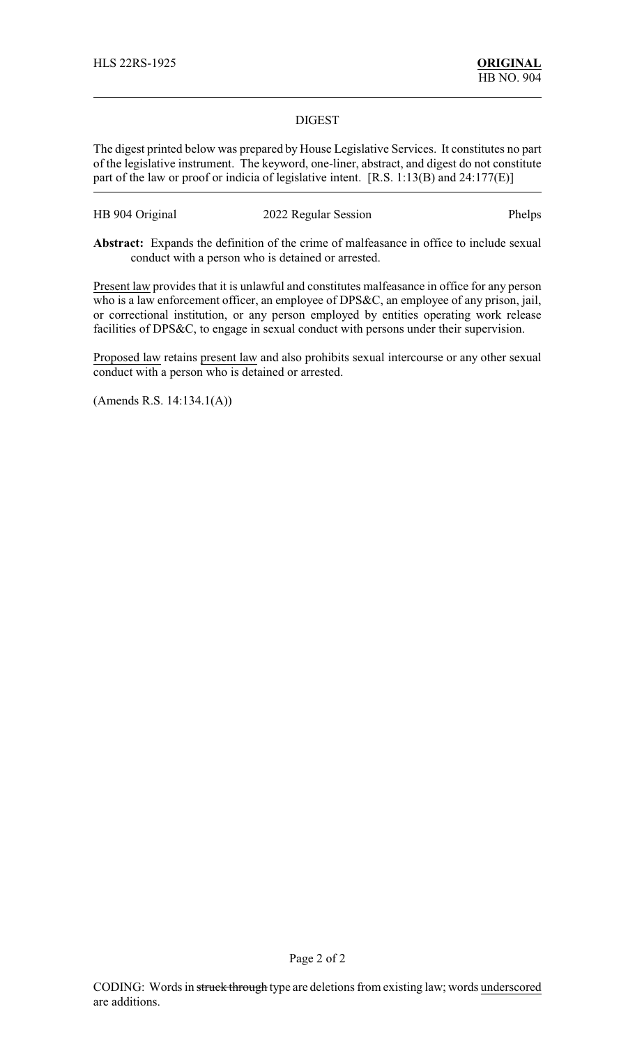## DIGEST

The digest printed below was prepared by House Legislative Services. It constitutes no part of the legislative instrument. The keyword, one-liner, abstract, and digest do not constitute part of the law or proof or indicia of legislative intent. [R.S. 1:13(B) and 24:177(E)]

| | | |
|---|---|---|
| HB 904 Original | 2022 Regular Session | Phelps |

**Abstract:** Expands the definition of the crime of malfeasance in office to include sexual conduct with a person who is detained or arrested.

Present law provides that it is unlawful and constitutes malfeasance in office for any person who is a law enforcement officer, an employee of DPS&C, an employee of any prison, jail, or correctional institution, or any person employed by entities operating work release facilities of DPS&C, to engage in sexual conduct with persons under their supervision.

Proposed law retains present law and also prohibits sexual intercourse or any other sexual conduct with a person who is detained or arrested.

(Amends R.S. 14:134.1(A))

CODING: Words in struck through type are deletions from existing law; words underscored are additions.